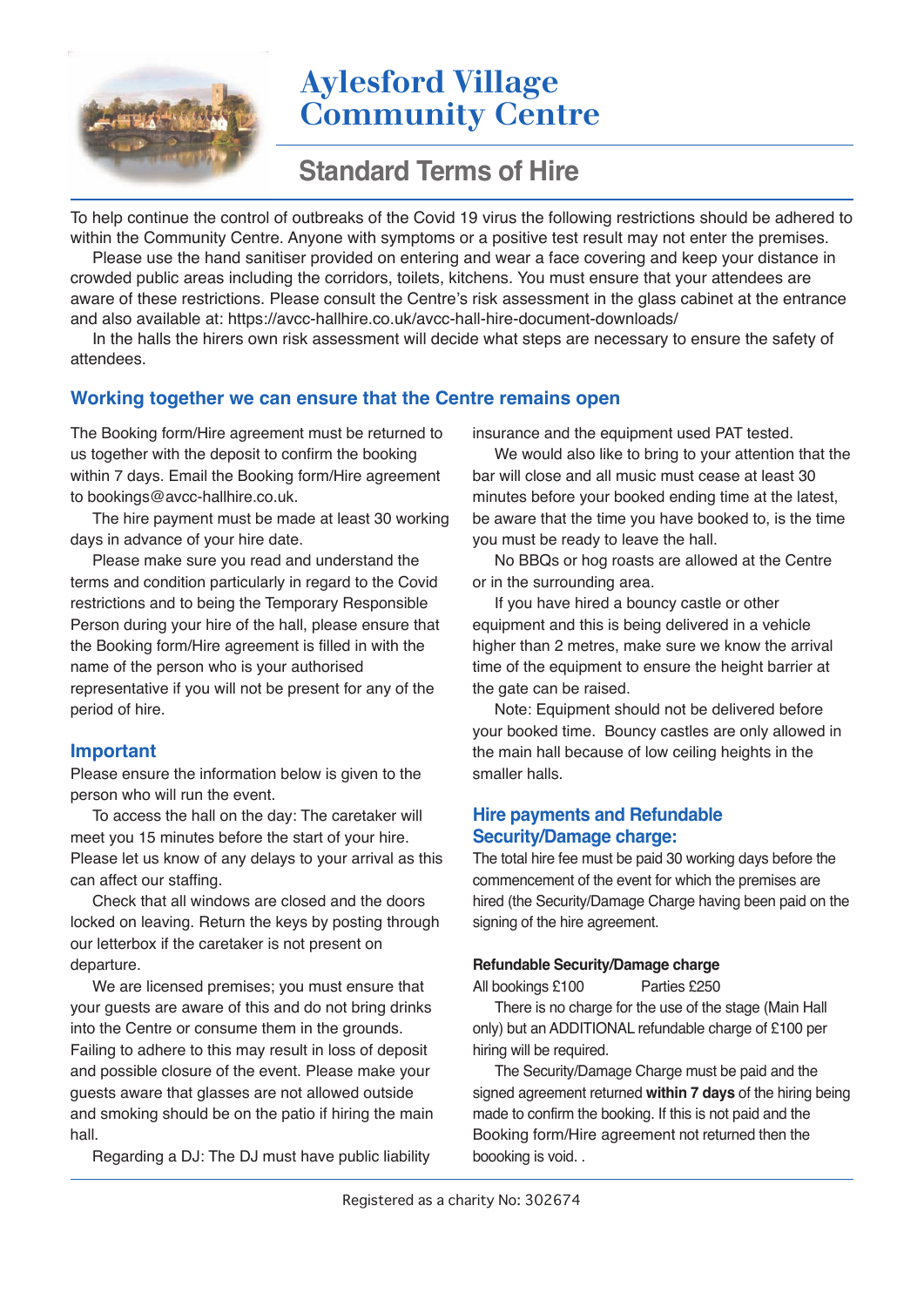# Aylesford Village Community Centre

## Standard Terms of Hire

To help continue the control of outbreaks of the Covid 19 virus the following restrictions should be adhered to within the Community Centre. Anyone with symptoms or a positive test result may not enter the premises.

Please use the hand sanitiser provided on entering and wear a face covering and keep your distance in crowded public areas including the corridors, toilets, kitchens. You must ensure that your attendees are aware of these restrictions. Please consult the Centre's risk assessment in the glass cabinet at the entrance and also available at: https://avcc-hallhire.co.uk/avcc-hall-hire-document-downloads/

In the halls the hirers own risk assessment will decide what steps are necessary to ensure the safety of attendees.

### Working together we can ensure that the Centre remains open

The Booking form/Hire agreement must be returned to us together with the deposit to confirm the booking within 7 days. Email the Booking form/Hire agreement to bookings@avcc-hallhire.co.uk.

The hire payment must be made at least 30 working days in advance of your hire date.

Please make sure you read and understand the terms and condition particularly in regard to the Covid restrictions and to being the Temporary Responsible Person during your hire of the hall, please ensure that the Booking form/Hire agreement is filled in with the name of the person who is your authorised representative if you will not be present for any of the period of hire.

### Important

Please ensure the information below is given to the person who will run the event.

To access the hall on the day: The caretaker will meet you 15 minutes before the start of your hire. Please let us know of any delays to your arrival as this can affect our staffing.

Check that all windows are closed and the doors locked on leaving. Return the keys by posting through our letterbox if the caretaker is not present on departure.

We are licensed premises; you must ensure that your guests are aware of this and do not bring drinks into the Centre or consume them in the grounds. Failing to adhere to this may result in loss of deposit and possible closure of the event. Please make your guests aware that glasses are not allowed outside and smoking should be on the patio if hiring the main hall.

Regarding a DJ: The DJ must have public liability insurance and the equipment used PAT tested.

We would also like to bring to your attention that the bar will close and all music must cease at least 30 minutes before your booked ending time at the latest, be aware that the time you have booked to, is the time you must be ready to leave the hall.

No BBQs or hog roasts are allowed at the Centre or in the surrounding area.

If you have hired a bouncy castle or other equipment and this is being delivered in a vehicle higher than 2 metres, make sure we know the arrival time of the equipment to ensure the height barrier at the gate can be raised.

Note: Equipment should not be delivered before your booked time. Bouncy castles are only allowed in the main hall because of low ceiling heights in the smaller halls.

### Hire payments and Refundable Security/Damage charge:

The total hire fee must be paid 30 working days before the commencement of the event for which the premises are hired (the Security/Damage Charge having been paid on the signing of the hire agreement.

**Refundable Security/Damage charge**

All bookings £100 Parties £250

There is no charge for the use of the stage (Main Hall only) but an ADDITIONAL refundable charge of £100 per hiring will be required.

The Security/Damage Charge must be paid and the signed agreement returned **within 7 days** of the hiring being made to confirm the booking. If this is not paid and the Booking form/Hire agreement not returned then the boooking is void. .

Registered as a charity No: 302674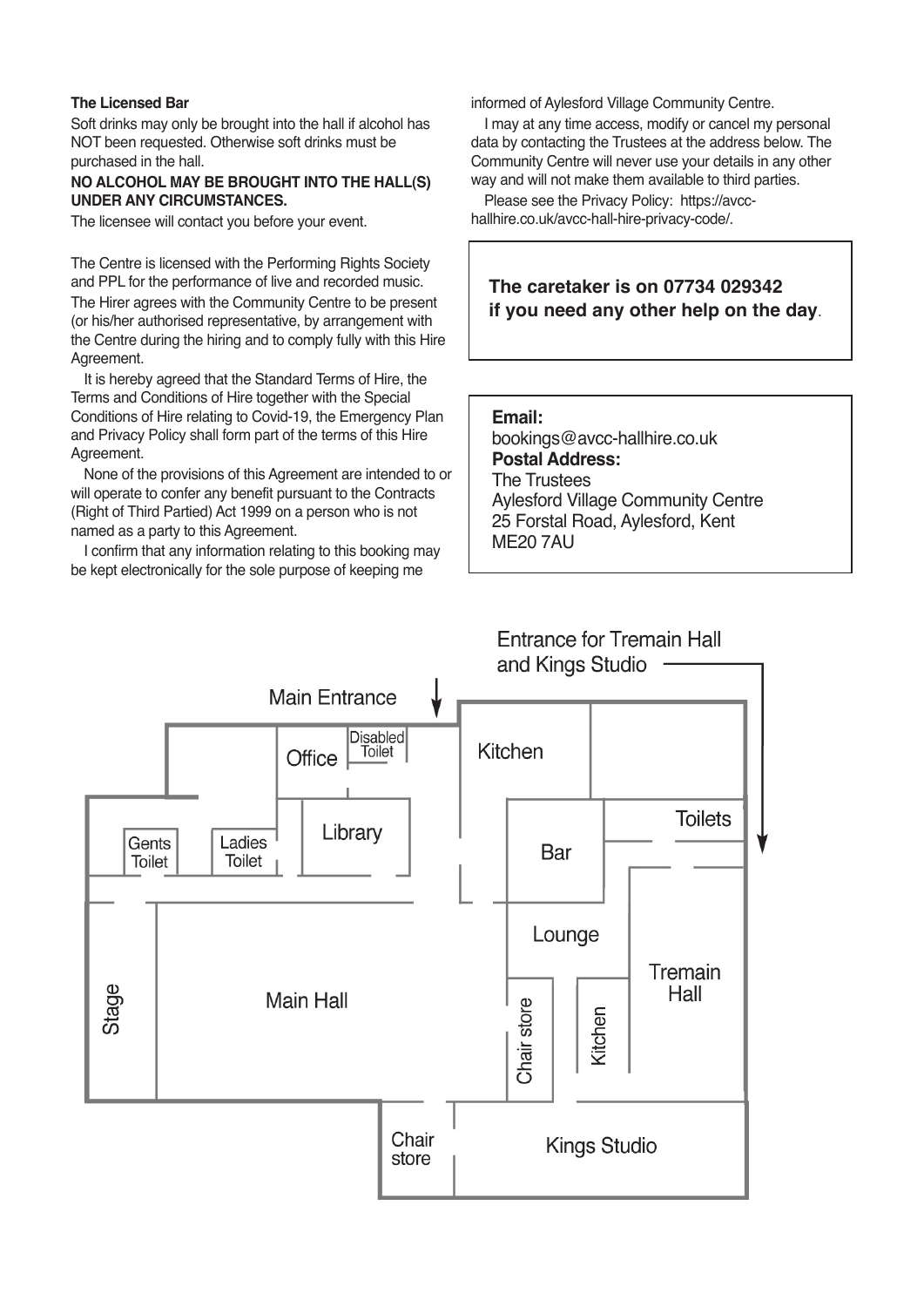### The Licensed Bar

Soft drinks may only be brought into the hall if alcohol has NOT been requested. Otherwise soft drinks must be purchased in the hall.

**NO ALCOHOL MAY BE BROUGHT INTO THE HALL(S) UNDER ANY CIRCUMSTANCES.**

The licensee will contact you before your event.

The Centre is licensed with the Performing Rights Society and PPL for the performance of live and recorded music.

The Hirer agrees with the Community Centre to be present (or his/her authorised representative, by arrangement with the Centre during the hiring and to comply fully with this Hire Agreement.

It is hereby agreed that the Standard Terms of Hire, the Terms and Conditions of Hire together with the Special Conditions of Hire relating to Covid-19, the Emergency Plan and Privacy Policy shall form part of the terms of this Hire Agreement.

None of the provisions of this Agreement are intended to or will operate to confer any benefit pursuant to the Contracts (Right of Third Partied) Act 1999 on a person who is not named as a party to this Agreement.

I confirm that any information relating to this booking may be kept electronically for the sole purpose of keeping me informed of Aylesford Village Community Centre.

I may at any time access, modify or cancel my personal data by contacting the Trustees at the address below. The Community Centre will never use your details in any other way and will not make them available to third parties.

Please see the Privacy Policy: https://avcc-hallhire.co.uk/avcc-hall-hire-privacy-code/.

**The caretaker is on 07734 029342 if you need any other help on the day**.

**Email:**
bookings@avcc-hallhire.co.uk
**Postal Address:**
The Trustees
Aylesford Village Community Centre
25 Forstal Road, Aylesford, Kent
ME20 7AU

Entrance for Tremain Hall and Kings Studio

Main Entrance

Office

Disabled Toilet

Kitchen

Toilets

Gents Toilet

Ladies Toilet

Library

Bar

Lounge

Tremain Hall

Stage

Main Hall

Chair store

Kitchen

Chair store

Kings Studio